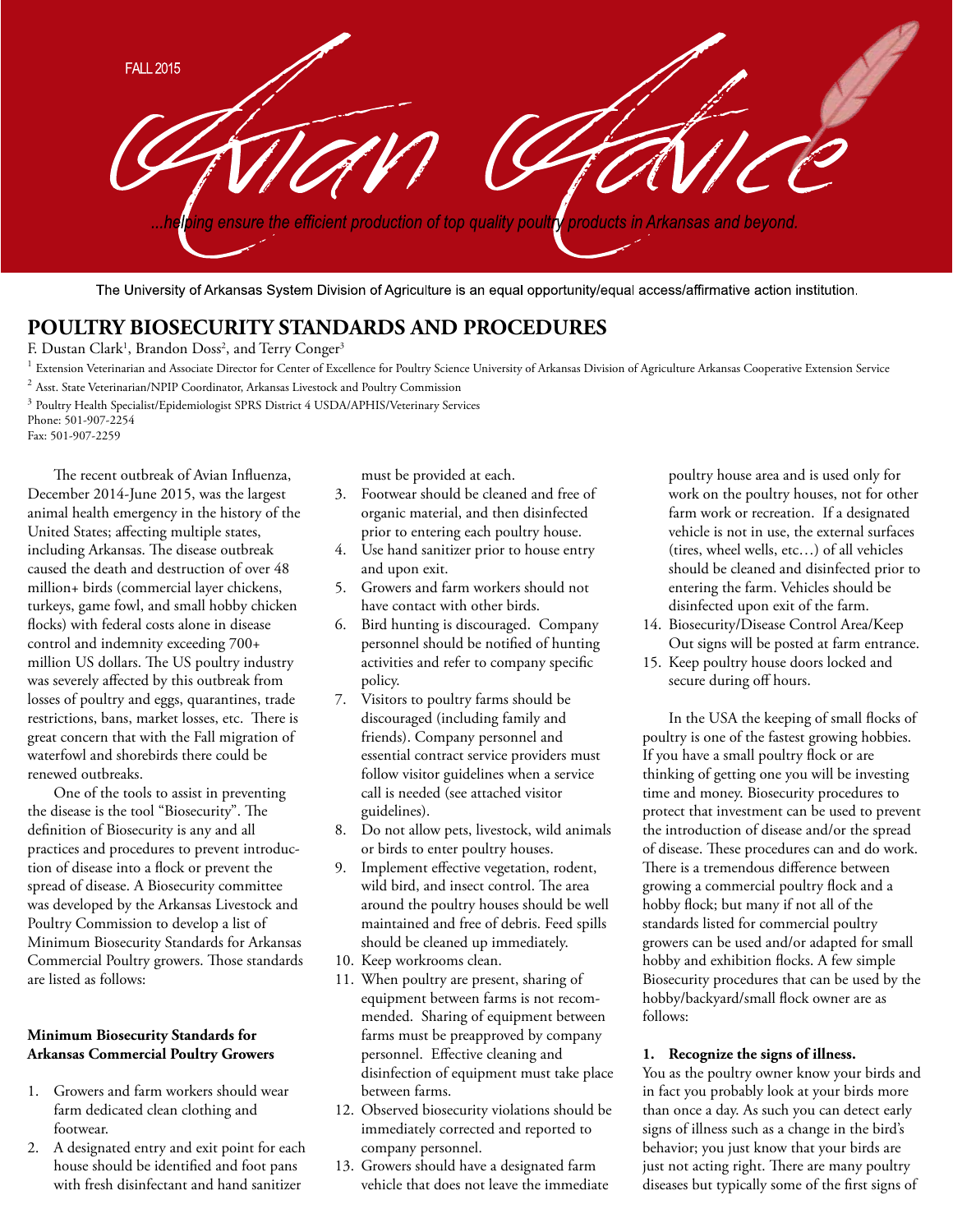FALL 2015

# Avian Advice

*...helping ensure the efficient production of top quality poultry products in Arkansas and beyond.*

The University of Arkansas System Division of Agriculture is an equal opportunity/equal access/affirmative action institution.

## POULTRY BIOSECURITY STANDARDS AND PROCEDURES

F. Dustan Clark[1], Brandon Doss[2], and Terry Conger[3]

[1] Extension Veterinarian and Associate Director for Center of Excellence for Poultry Science University of Arkansas Division of Agriculture Arkansas Cooperative Extension Service

[2] Asst. State Veterinarian/NPIP Coordinator, Arkansas Livestock and Poultry Commission

[3] Poultry Health Specialist/Epidemiologist SPRS District 4 USDA/APHIS/Veterinary Services

Phone: 501-907-2254
Fax: 501-907-2259

The recent outbreak of Avian Influenza, December 2014-June 2015, was the largest animal health emergency in the history of the United States; affecting multiple states, including Arkansas. The disease outbreak caused the death and destruction of over 48 million+ birds (commercial layer chickens, turkeys, game fowl, and small hobby chicken flocks) with federal costs alone in disease control and indemnity exceeding 700+ million US dollars. The US poultry industry was severely affected by this outbreak from losses of poultry and eggs, quarantines, trade restrictions, bans, market losses, etc. There is great concern that with the Fall migration of waterfowl and shorebirds there could be renewed outbreaks.

One of the tools to assist in preventing the disease is the tool "Biosecurity". The definition of Biosecurity is any and all practices and procedures to prevent introduction of disease into a flock or prevent the spread of disease. A Biosecurity committee was developed by the Arkansas Livestock and Poultry Commission to develop a list of Minimum Biosecurity Standards for Arkansas Commercial Poultry growers. Those standards are listed as follows:

### Minimum Biosecurity Standards for Arkansas Commercial Poultry Growers

1. Growers and farm workers should wear farm dedicated clean clothing and footwear.
2. A designated entry and exit point for each house should be identified and foot pans with fresh disinfectant and hand sanitizer must be provided at each.
3. Footwear should be cleaned and free of organic material, and then disinfected prior to entering each poultry house.
4. Use hand sanitizer prior to house entry and upon exit.
5. Growers and farm workers should not have contact with other birds.
6. Bird hunting is discouraged. Company personnel should be notified of hunting activities and refer to company specific policy.
7. Visitors to poultry farms should be discouraged (including family and friends). Company personnel and essential contract service providers must follow visitor guidelines when a service call is needed (see attached visitor guidelines).
8. Do not allow pets, livestock, wild animals or birds to enter poultry houses.
9. Implement effective vegetation, rodent, wild bird, and insect control. The area around the poultry houses should be well maintained and free of debris. Feed spills should be cleaned up immediately.
10. Keep workrooms clean.
11. When poultry are present, sharing of equipment between farms is not recommended. Sharing of equipment between farms must be preapproved by company personnel. Effective cleaning and disinfection of equipment must take place between farms.
12. Observed biosecurity violations should be immediately corrected and reported to company personnel.
13. Growers should have a designated farm vehicle that does not leave the immediate poultry house area and is used only for work on the poultry houses, not for other farm work or recreation. If a designated vehicle is not in use, the external surfaces (tires, wheel wells, etc…) of all vehicles should be cleaned and disinfected prior to entering the farm. Vehicles should be disinfected upon exit of the farm.
14. Biosecurity/Disease Control Area/Keep Out signs will be posted at farm entrance.
15. Keep poultry house doors locked and secure during off hours.

In the USA the keeping of small flocks of poultry is one of the fastest growing hobbies. If you have a small poultry flock or are thinking of getting one you will be investing time and money. Biosecurity procedures to protect that investment can be used to prevent the introduction of disease and/or the spread of disease. These procedures can and do work. There is a tremendous difference between growing a commercial poultry flock and a hobby flock; but many if not all of the standards listed for commercial poultry growers can be used and/or adapted for small hobby and exhibition flocks. A few simple Biosecurity procedures that can be used by the hobby/backyard/small flock owner are as follows:

**1. Recognize the signs of illness.**
You as the poultry owner know your birds and in fact you probably look at your birds more than once a day. As such you can detect early signs of illness such as a change in the bird's behavior; you just know that your birds are just not acting right. There are many poultry diseases but typically some of the first signs of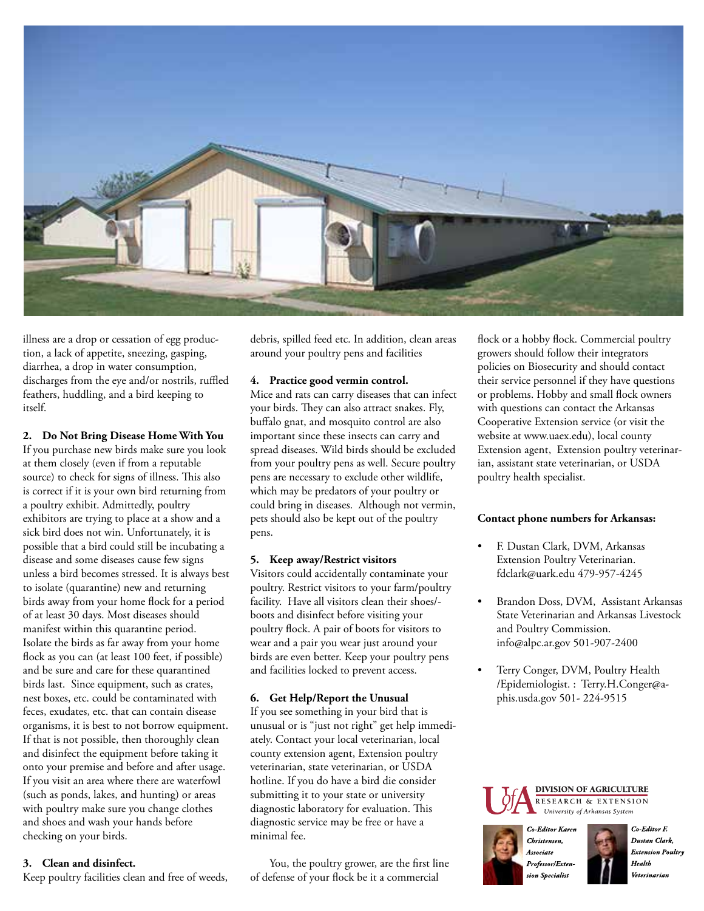illness are a drop or cessation of egg production, a lack of appetite, sneezing, gasping, diarrhea, a drop in water consumption, discharges from the eye and/or nostrils, ruffled feathers, huddling, and a bird keeping to itself.

**2. Do Not Bring Disease Home With You**

If you purchase new birds make sure you look at them closely (even if from a reputable source) to check for signs of illness. This also is correct if it is your own bird returning from a poultry exhibit. Admittedly, poultry exhibitors are trying to place at a show and a sick bird does not win. Unfortunately, it is possible that a bird could still be incubating a disease and some diseases cause few signs unless a bird becomes stressed. It is always best to isolate (quarantine) new and returning birds away from your home flock for a period of at least 30 days. Most diseases should manifest within this quarantine period. Isolate the birds as far away from your home flock as you can (at least 100 feet, if possible) and be sure and care for these quarantined birds last. Since equipment, such as crates, nest boxes, etc. could be contaminated with feces, exudates, etc. that can contain disease organisms, it is best to not borrow equipment. If that is not possible, then thoroughly clean and disinfect the equipment before taking it onto your premise and before and after usage. If you visit an area where there are waterfowl (such as ponds, lakes, and hunting) or areas with poultry make sure you change clothes and shoes and wash your hands before checking on your birds.

**3. Clean and disinfect.**

Keep poultry facilities clean and free of weeds, debris, spilled feed etc. In addition, clean areas around your poultry pens and facilities

**4. Practice good vermin control.**

Mice and rats can carry diseases that can infect your birds. They can also attract snakes. Fly, buffalo gnat, and mosquito control are also important since these insects can carry and spread diseases. Wild birds should be excluded from your poultry pens as well. Secure poultry pens are necessary to exclude other wildlife, which may be predators of your poultry or could bring in diseases. Although not vermin, pets should also be kept out of the poultry pens.

**5. Keep away/Restrict visitors**

Visitors could accidentally contaminate your poultry. Restrict visitors to your farm/poultry facility. Have all visitors clean their shoes/-boots and disinfect before visiting your poultry flock. A pair of boots for visitors to wear and a pair you wear just around your birds are even better. Keep your poultry pens and facilities locked to prevent access.

**6. Get Help/Report the Unusual**

If you see something in your bird that is unusual or is "just not right" get help immediately. Contact your local veterinarian, local county extension agent, Extension poultry veterinarian, state veterinarian, or USDA hotline. If you do have a bird die consider submitting it to your state or university diagnostic laboratory for evaluation. This diagnostic service may be free or have a minimal fee.

You, the poultry grower, are the first line of defense of your flock be it a commercial flock or a hobby flock. Commercial poultry growers should follow their integrators policies on Biosecurity and should contact their service personnel if they have questions or problems. Hobby and small flock owners with questions can contact the Arkansas Cooperative Extension service (or visit the website at www.uaex.edu), local county Extension agent, Extension poultry veterinarian, assistant state veterinarian, or USDA poultry health specialist.

**Contact phone numbers for Arkansas:**

- F. Dustan Clark, DVM, Arkansas Extension Poultry Veterinarian. fdclark@uark.edu 479-957-4245
- Brandon Doss, DVM, Assistant Arkansas State Veterinarian and Arkansas Livestock and Poultry Commission. info@alpc.ar.gov 501-907-2400
- Terry Conger, DVM, Poultry Health /Epidemiologist. : Terry.H.Conger@aphis.usda.gov 501- 224-9515

**DIVISION OF AGRICULTURE**
RESEARCH & EXTENSION
*University of Arkansas System*

*Co-Editor Karen Christensen, Associate Professor/Extension Specialist*

*Co-Editor F. Dustan Clark, Extension Poultry Health Veterinarian*